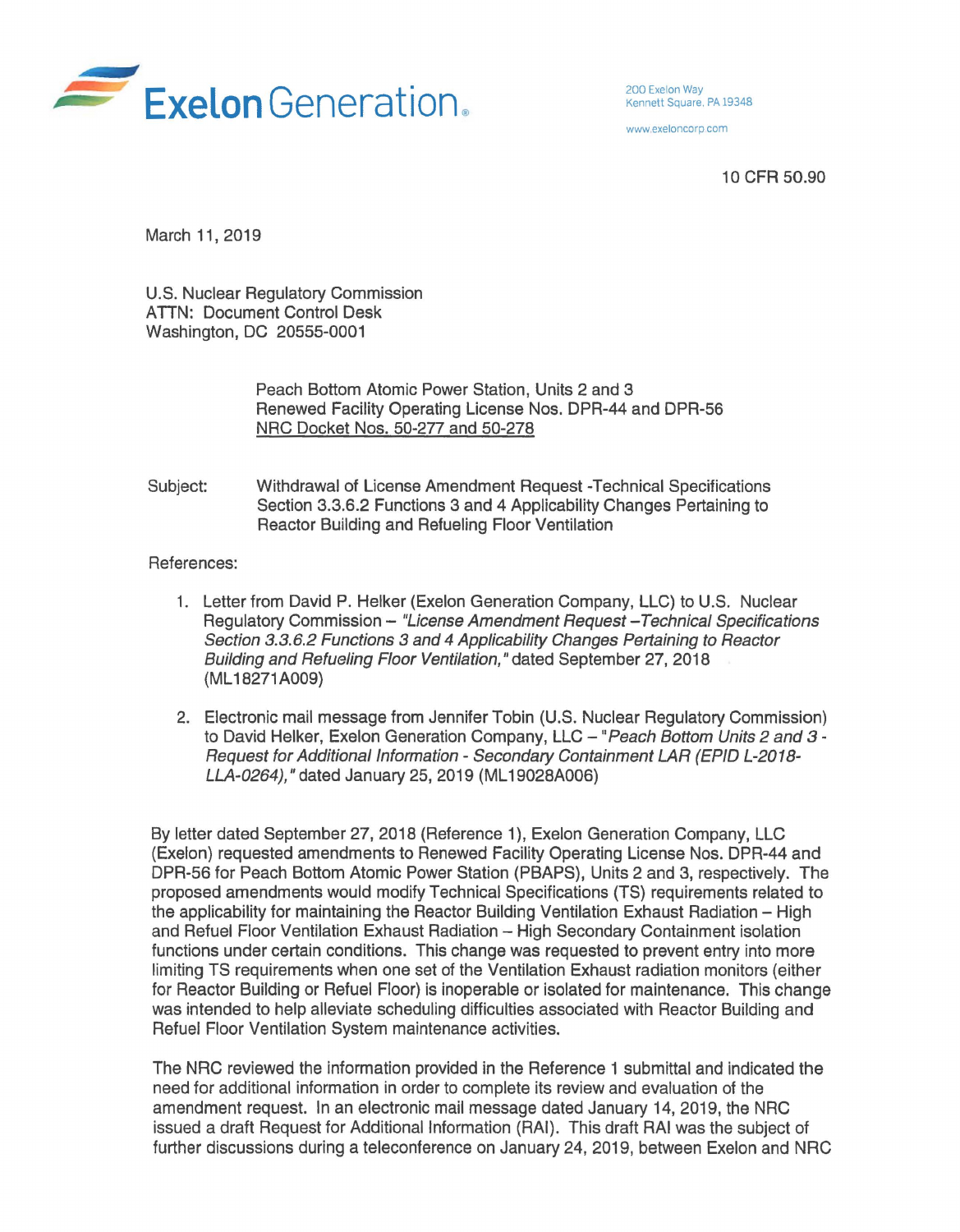**Exelon Generation.**

200 Exelon Way
Kennett Square, PA 19348

www.exeloncorp.com

10 CFR 50.90

March 11, 2019

U.S. Nuclear Regulatory Commission
ATTN: Document Control Desk
Washington, DC 20555-0001

Peach Bottom Atomic Power Station, Units 2 and 3
Renewed Facility Operating License Nos. DPR-44 and DPR-56
NRC Docket Nos. 50-277 and 50-278

Subject: Withdrawal of License Amendment Request -Technical Specifications Section 3.3.6.2 Functions 3 and 4 Applicability Changes Pertaining to Reactor Building and Refueling Floor Ventilation

References:

1. Letter from David P. Helker (Exelon Generation Company, LLC) to U.S. Nuclear Regulatory Commission – *"License Amendment Request –Technical Specifications Section 3.3.6.2 Functions 3 and 4 Applicability Changes Pertaining to Reactor Building and Refueling Floor Ventilation,"* dated September 27, 2018 (ML18271A009)

2. Electronic mail message from Jennifer Tobin (U.S. Nuclear Regulatory Commission) to David Helker, Exelon Generation Company, LLC – *"Peach Bottom Units 2 and 3 - Request for Additional Information - Secondary Containment LAR (EPID L-2018-LLA-0264),"* dated January 25, 2019 (ML19028A006)

By letter dated September 27, 2018 (Reference 1), Exelon Generation Company, LLC (Exelon) requested amendments to Renewed Facility Operating License Nos. DPR-44 and DPR-56 for Peach Bottom Atomic Power Station (PBAPS), Units 2 and 3, respectively. The proposed amendments would modify Technical Specifications (TS) requirements related to the applicability for maintaining the Reactor Building Ventilation Exhaust Radiation – High and Refuel Floor Ventilation Exhaust Radiation – High Secondary Containment isolation functions under certain conditions. This change was requested to prevent entry into more limiting TS requirements when one set of the Ventilation Exhaust radiation monitors (either for Reactor Building or Refuel Floor) is inoperable or isolated for maintenance. This change was intended to help alleviate scheduling difficulties associated with Reactor Building and Refuel Floor Ventilation System maintenance activities.

The NRC reviewed the information provided in the Reference 1 submittal and indicated the need for additional information in order to complete its review and evaluation of the amendment request. In an electronic mail message dated January 14, 2019, the NRC issued a draft Request for Additional Information (RAI). This draft RAI was the subject of further discussions during a teleconference on January 24, 2019, between Exelon and NRC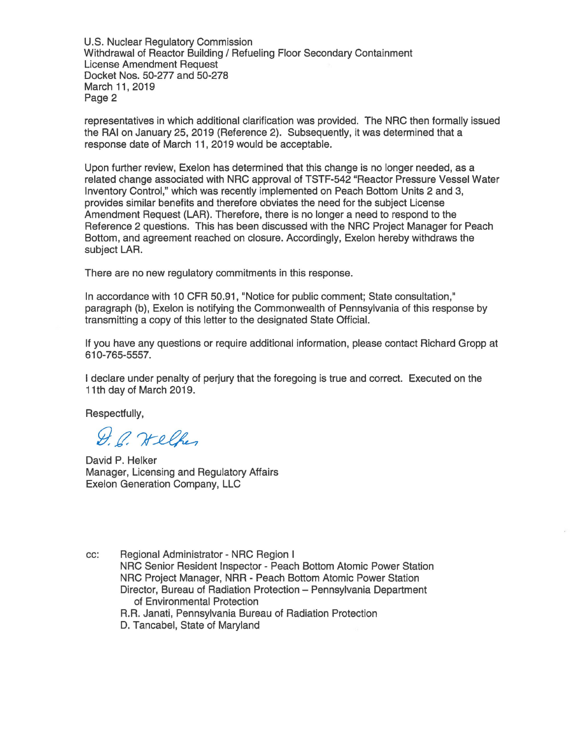representatives in which additional clarification was provided. The NRC then formally issued the RAI on January 25, 2019 (Reference 2). Subsequently, it was determined that a response date of March 11, 2019 would be acceptable.

Upon further review, Exelon has determined that this change is no longer needed, as a related change associated with NRC approval of TSTF-542 "Reactor Pressure Vessel Water Inventory Control," which was recently implemented on Peach Bottom Units 2 and 3, provides similar benefits and therefore obviates the need for the subject License Amendment Request (LAR). Therefore, there is no longer a need to respond to the Reference 2 questions. This has been discussed with the NRC Project Manager for Peach Bottom, and agreement reached on closure. Accordingly, Exelon hereby withdraws the subject LAR.

There are no new regulatory commitments in this response.

In accordance with 10 CFR 50.91, "Notice for public comment; State consultation," paragraph (b), Exelon is notifying the Commonwealth of Pennsylvania of this response by transmitting a copy of this letter to the designated State Official.

If you have any questions or require additional information, please contact Richard Gropp at 610-765-5557.

I declare under penalty of perjury that the foregoing is true and correct. Executed on the 11th day of March 2019.

Respectfully,

D. P. Helker

David P. Helker
Manager, Licensing and Regulatory Affairs
Exelon Generation Company, LLC

cc: Regional Administrator - NRC Region I
NRC Senior Resident Inspector - Peach Bottom Atomic Power Station
NRC Project Manager, NRR - Peach Bottom Atomic Power Station
Director, Bureau of Radiation Protection – Pennsylvania Department of Environmental Protection
R.R. Janati, Pennsylvania Bureau of Radiation Protection
D. Tancabel, State of Maryland